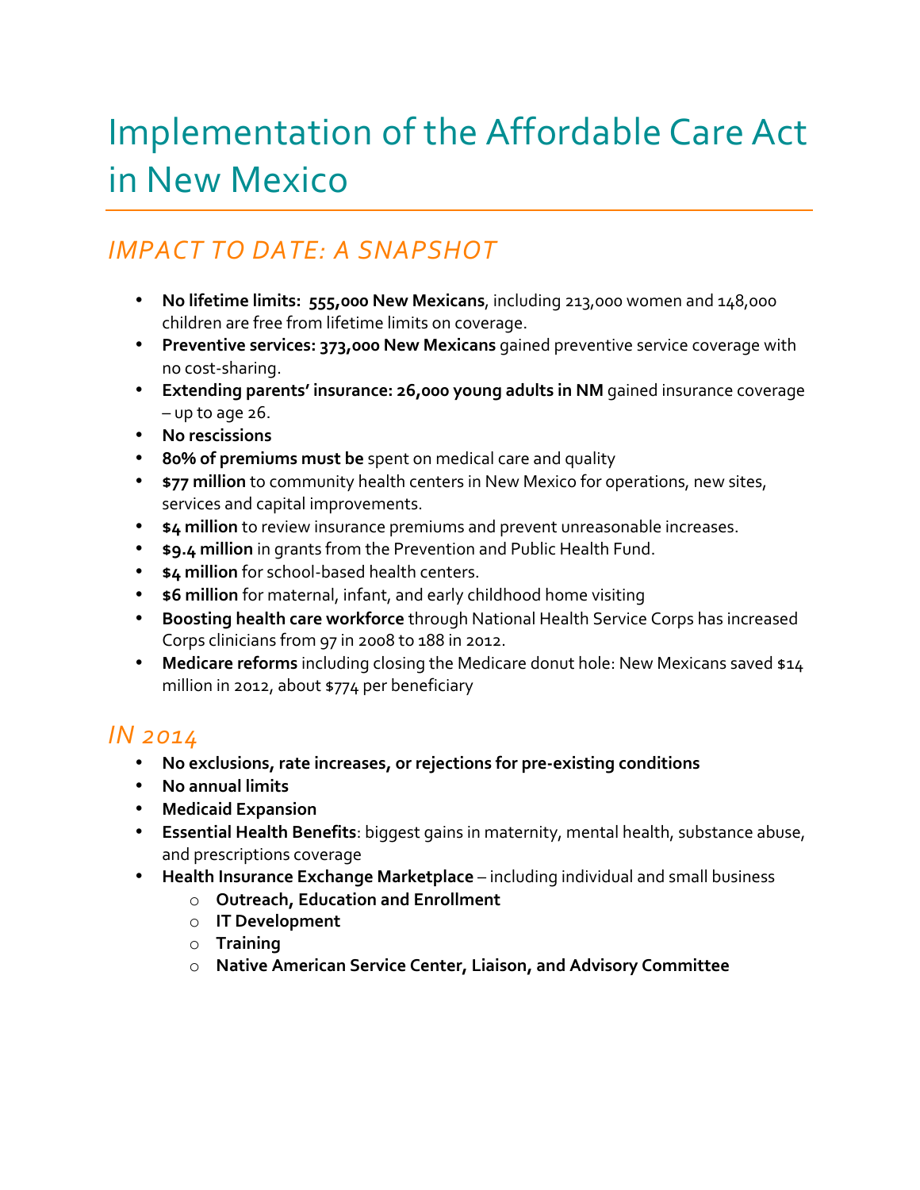# Implementation of the Affordable Care Act in New Mexico

## *IMPACT TO DATE: A SNAPSHOT*

- **No lifetime limits: 555,000 New Mexicans**, including 213,000 women and 148,000 children are free from lifetime limits on coverage.
- **Preventive services: 373,000 New Mexicans** gained preventive service coverage with no cost-sharing.
- **Extending parents' insurance: 26,000 young adults in NM** gained insurance coverage – up to age 26.
- **No rescissions**
- **80% of premiums must be** spent on medical care and quality
- **$77 million** to community health centers in New Mexico for operations, new sites, services and capital improvements.
- **$4 million** to review insurance premiums and prevent unreasonable increases.
- **$9.4 million** in grants from the Prevention and Public Health Fund.
- **$4 million** for school-based health centers.
- **$6 million** for maternal, infant, and early childhood home visiting
- **Boosting health care workforce** through National Health Service Corps has increased Corps clinicians from 97 in 2008 to 188 in 2012.
- **Medicare reforms** including closing the Medicare donut hole: New Mexicans saved $14 million in 2012, about $774 per beneficiary

## *IN 2014*

- **No exclusions, rate increases, or rejections for pre-existing conditions**
- **No annual limits**
- **Medicaid Expansion**
- **Essential Health Benefits**: biggest gains in maternity, mental health, substance abuse, and prescriptions coverage
- **Health Insurance Exchange Marketplace** – including individual and small business
  - **Outreach, Education and Enrollment**
  - **IT Development**
  - **Training**
  - **Native American Service Center, Liaison, and Advisory Committee**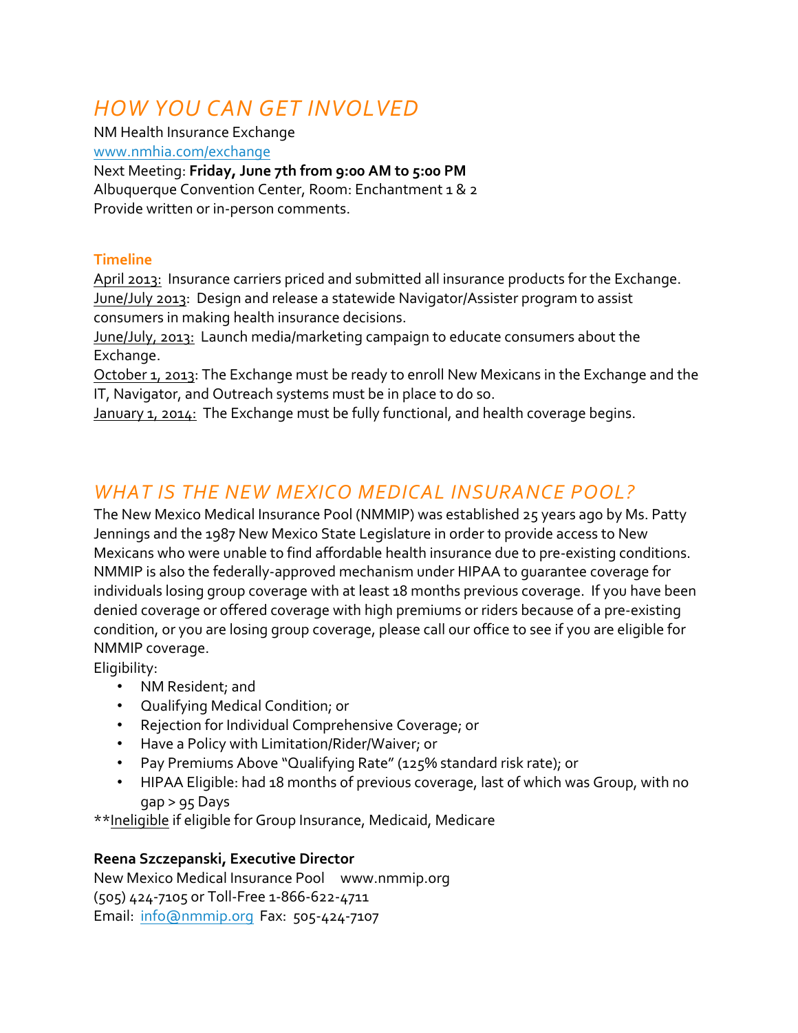## *HOW YOU CAN GET INVOLVED*

NM Health Insurance Exchange
www.nmhia.com/exchange
Next Meeting: **Friday, June 7th from 9:00 AM to 5:00 PM**
Albuquerque Convention Center, Room: Enchantment 1 & 2
Provide written or in-person comments.

### Timeline

April 2013: Insurance carriers priced and submitted all insurance products for the Exchange.
June/July 2013: Design and release a statewide Navigator/Assister program to assist consumers in making health insurance decisions.
June/July, 2013: Launch media/marketing campaign to educate consumers about the Exchange.
October 1, 2013: The Exchange must be ready to enroll New Mexicans in the Exchange and the IT, Navigator, and Outreach systems must be in place to do so.
January 1, 2014: The Exchange must be fully functional, and health coverage begins.

## *WHAT IS THE NEW MEXICO MEDICAL INSURANCE POOL?*

The New Mexico Medical Insurance Pool (NMMIP) was established 25 years ago by Ms. Patty Jennings and the 1987 New Mexico State Legislature in order to provide access to New Mexicans who were unable to find affordable health insurance due to pre-existing conditions. NMMIP is also the federally-approved mechanism under HIPAA to guarantee coverage for individuals losing group coverage with at least 18 months previous coverage. If you have been denied coverage or offered coverage with high premiums or riders because of a pre-existing condition, or you are losing group coverage, please call our office to see if you are eligible for NMMIP coverage.

Eligibility:

- NM Resident; and
- Qualifying Medical Condition; or
- Rejection for Individual Comprehensive Coverage; or
- Have a Policy with Limitation/Rider/Waiver; or
- Pay Premiums Above "Qualifying Rate" (125% standard risk rate); or
- HIPAA Eligible: had 18 months of previous coverage, last of which was Group, with no gap > 95 Days

**Ineligible if eligible for Group Insurance, Medicaid, Medicare

**Reena Szczepanski, Executive Director**
New Mexico Medical Insurance Pool www.nmmip.org
(505) 424-7105 or Toll-Free 1-866-622-4711
Email: info@nmmip.org Fax: 505-424-7107